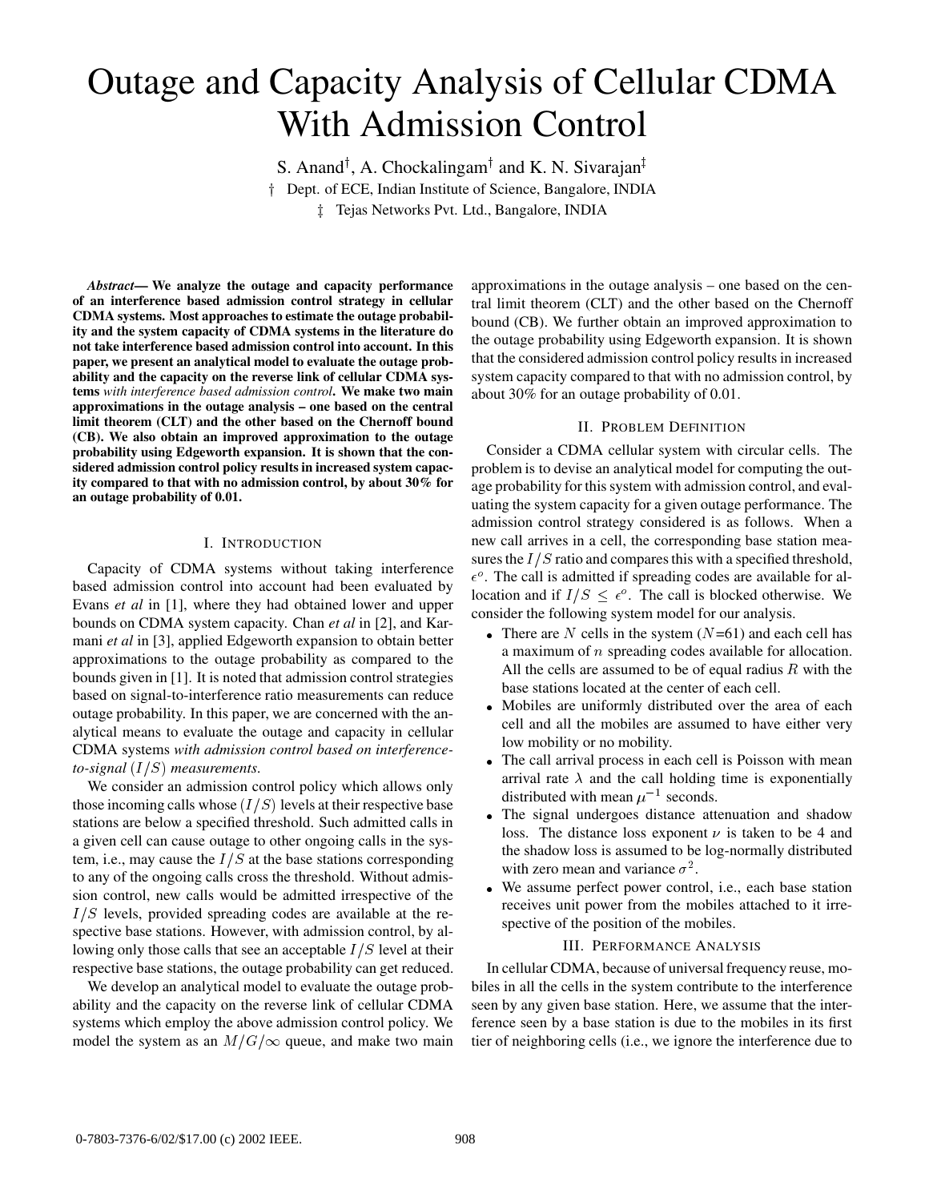# Outage and Capacity Analysis of Cellular CDMA With Admission Control

S. Anand[†], A. Chockalingam[†] and K. N. Sivarajan[‡]

† Dept. of ECE, Indian Institute of Science, Bangalore, INDIA

‡ Tejas Networks Pvt. Ltd., Bangalore, INDIA

***Abstract*— We analyze the outage and capacity performance of an interference based admission control strategy in cellular CDMA systems. Most approaches to estimate the outage probability and the system capacity of CDMA systems in the literature do not take interference based admission control into account. In this paper, we present an analytical model to evaluate the outage probability and the capacity on the reverse link of cellular CDMA systems *with interference based admission control*. We make two main approximations in the outage analysis – one based on the central limit theorem (CLT) and the other based on the Chernoff bound (CB). We also obtain an improved approximation to the outage probability using Edgeworth expansion. It is shown that the considered admission control policy results in increased system capacity compared to that with no admission control, by about 30% for an outage probability of 0.01.**

## I. Introduction

Capacity of CDMA systems without taking interference based admission control into account had been evaluated by Evans *et al* in [1], where they had obtained lower and upper bounds on CDMA system capacity. Chan *et al* in [2], and Karmani *et al* in [3], applied Edgeworth expansion to obtain better approximations to the outage probability as compared to the bounds given in [1]. It is noted that admission control strategies based on signal-to-interference ratio measurements can reduce outage probability. In this paper, we are concerned with the analytical means to evaluate the outage and capacity in cellular CDMA systems *with admission control based on interference-to-signal* $(I/S)$ *measurements.*

We consider an admission control policy which allows only those incoming calls whose $(I/S)$ levels at their respective base stations are below a specified threshold. Such admitted calls in a given cell can cause outage to other ongoing calls in the system, i.e., may cause the $I/S$ at the base stations corresponding to any of the ongoing calls cross the threshold. Without admission control, new calls would be admitted irrespective of the $I/S$ levels, provided spreading codes are available at the respective base stations. However, with admission control, by allowing only those calls that see an acceptable $I/S$ level at their respective base stations, the outage probability can get reduced.

We develop an analytical model to evaluate the outage probability and the capacity on the reverse link of cellular CDMA systems which employ the above admission control policy. We model the system as an $M/G/\infty$ queue, and make two main approximations in the outage analysis – one based on the central limit theorem (CLT) and the other based on the Chernoff bound (CB). We further obtain an improved approximation to the outage probability using Edgeworth expansion. It is shown that the considered admission control policy results in increased system capacity compared to that with no admission control, by about 30% for an outage probability of 0.01.

## II. Problem Definition

Consider a CDMA cellular system with circular cells. The problem is to devise an analytical model for computing the outage probability for this system with admission control, and evaluating the system capacity for a given outage performance. The admission control strategy considered is as follows. When a new call arrives in a cell, the corresponding base station measures the $I/S$ ratio and compares this with a specified threshold, $\epsilon^o$. The call is admitted if spreading codes are available for allocation and if $I/S \leq \epsilon^o$. The call is blocked otherwise. We consider the following system model for our analysis.

- There are $N$ cells in the system ($N$=61) and each cell has a maximum of $n$ spreading codes available for allocation. All the cells are assumed to be of equal radius $R$ with the base stations located at the center of each cell.
- Mobiles are uniformly distributed over the area of each cell and all the mobiles are assumed to have either very low mobility or no mobility.
- The call arrival process in each cell is Poisson with mean arrival rate $\lambda$ and the call holding time is exponentially distributed with mean $\mu^{-1}$ seconds.
- The signal undergoes distance attenuation and shadow loss. The distance loss exponent $\nu$ is taken to be 4 and the shadow loss is assumed to be log-normally distributed with zero mean and variance $\sigma^2$.
- We assume perfect power control, i.e., each base station receives unit power from the mobiles attached to it irrespective of the position of the mobiles.

## III. Performance Analysis

In cellular CDMA, because of universal frequency reuse, mobiles in all the cells in the system contribute to the interference seen by any given base station. Here, we assume that the interference seen by a base station is due to the mobiles in its first tier of neighboring cells (i.e., we ignore the interference due to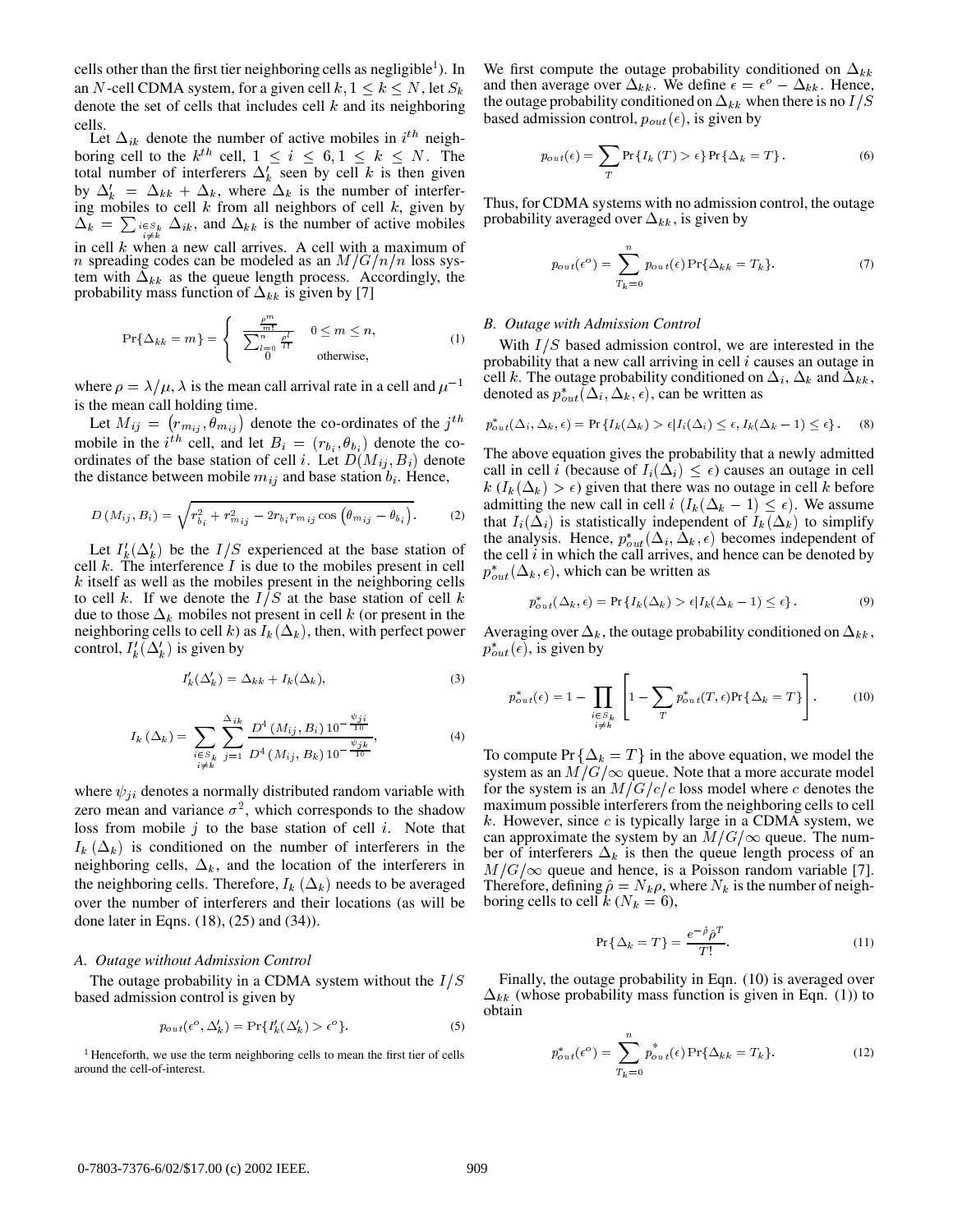cells other than the first tier neighboring cells as negligible[1]). In an $N$-cell CDMA system, for a given cell $k, 1 \leq k \leq N$, let $S_k$ denote the set of cells that includes cell $k$ and its neighboring cells.

Let $\Delta_{ik}$ denote the number of active mobiles in $i^{th}$ neighboring cell to the $k^{th}$ cell, $1 \leq i \leq 6, 1 \leq k \leq N$. The total number of interferers $\Delta'_k$ seen by cell $k$ is then given by $\Delta'_k = \Delta_{kk} + \Delta_k$, where $\Delta_k$ is the number of interfering mobiles to cell $k$ from all neighbors of cell $k$, given by $\Delta_k = \sum_{\substack{i \in S_k \\ i \neq k}} \Delta_{ik}$, and $\Delta_{kk}$ is the number of active mobiles in cell $k$ when a new call arrives. A cell with a maximum of $n$ spreading codes can be modeled as an $M/G/n/n$ loss system with $\Delta_{kk}$ as the queue length process. Accordingly, the probability mass function of $\Delta_{kk}$ is given by [7]

$$\Pr\{\Delta_{kk} = m\} = \begin{cases} \frac{\frac{\rho^m}{m!}}{\sum_{l=0}^{n} \frac{\rho^l}{l!}} & 0 \leq m \leq n, \\ 0 & \text{otherwise}, \end{cases} \tag{1}$$

where $\rho = \lambda/\mu$, $\lambda$ is the mean call arrival rate in a cell and $\mu^{-1}$ is the mean call holding time.

Let $M_{ij} = \left(r_{m_{ij}}, \theta_{m_{ij}}\right)$ denote the co-ordinates of the $j^{th}$ mobile in the $i^{th}$ cell, and let $B_i = (r_{b_i}, \theta_{b_i})$ denote the co-ordinates of the base station of cell $i$. Let $D(M_{ij}, B_i)$ denote the distance between mobile $m_{ij}$ and base station $b_i$. Hence,

$$D\left(M_{ij}, B_i\right) = \sqrt{r_{b_i}^2 + r_{m_{ij}}^2 - 2 r_{b_i} r_{m_{ij}} \cos\left(\theta_{m_{ij}} - \theta_{b_i}\right)}. \tag{2}$$

Let $I'_k(\Delta'_k)$ be the $I/S$ experienced at the base station of cell $k$. The interference $I$ is due to the mobiles present in cell $k$ itself as well as the mobiles present in the neighboring cells to cell $k$. If we denote the $I/S$ at the base station of cell $k$ due to those $\Delta_k$ mobiles not present in cell $k$ (or present in the neighboring cells to cell $k$) as $I_k(\Delta_k)$, then, with perfect power control, $I'_k(\Delta'_k)$ is given by

$$I'_k(\Delta'_k) = \Delta_{kk} + I_k(\Delta_k), \tag{3}$$

$$I_k\left(\Delta_k\right) = \sum_{\substack{i \in S_k \\ i \neq k}} \sum_{j=1}^{\Delta_{ik}} \frac{D^4\left(M_{ij}, B_i\right) 10^{-\frac{\psi_{ji}}{10}}}{D^4\left(M_{ij}, B_k\right) 10^{-\frac{\psi_{jk}}{10}}}, \tag{4}$$

where $\psi_{ji}$ denotes a normally distributed random variable with zero mean and variance $\sigma^2$, which corresponds to the shadow loss from mobile $j$ to the base station of cell $i$. Note that $I_k\left(\Delta_k\right)$ is conditioned on the number of interferers in the neighboring cells, $\Delta_k$, and the location of the interferers in the neighboring cells. Therefore, $I_k\left(\Delta_k\right)$ needs to be averaged over the number of interferers and their locations (as will be done later in Eqns. (18), (25) and (34)).

### *A. Outage without Admission Control*

The outage probability in a CDMA system without the $I/S$ based admission control is given by

$$p_{out}(\epsilon^o, \Delta'_k) = \Pr\{I'_k(\Delta'_k) > \epsilon^o\}. \tag{5}$$

[1] Henceforth, we use the term neighboring cells to mean the first tier of cells around the cell-of-interest.

We first compute the outage probability conditioned on $\Delta_{kk}$ and then average over $\Delta_{kk}$. We define $\epsilon = \epsilon^o - \Delta_{kk}$. Hence, the outage probability conditioned on $\Delta_{kk}$ when there is no $I/S$ based admission control, $p_{out}(\epsilon)$, is given by

$$p_{out}(\epsilon) = \sum_T \Pr\{I_k(T) > \epsilon\} \Pr\{\Delta_k = T\}. \tag{6}$$

Thus, for CDMA systems with no admission control, the outage probability averaged over $\Delta_{kk}$, is given by

$$p_{out}(\epsilon^o) = \sum_{T_k=0}^{n} p_{out}(\epsilon) \Pr\{\Delta_{kk} = T_k\}. \tag{7}$$

### *B. Outage with Admission Control*

With $I/S$ based admission control, we are interested in the probability that a new call arriving in cell $i$ causes an outage in cell $k$. The outage probability conditioned on $\Delta_i$, $\Delta_k$ and $\Delta_{kk}$, denoted as $p^*_{out}(\Delta_i, \Delta_k, \epsilon)$, can be written as

$$p^*_{out}(\Delta_i, \Delta_k, \epsilon) = \Pr\{I_k(\Delta_k) > \epsilon | I_i(\Delta_i) \leq \epsilon, I_k(\Delta_k - 1) \leq \epsilon\}. \tag{8}$$

The above equation gives the probability that a newly admitted call in cell $i$ (because of $I_i(\Delta_i) \leq \epsilon$) causes an outage in cell $k$ ($I_k(\Delta_k) > \epsilon$) given that there was no outage in cell $k$ before admitting the new call in cell $i$ ($I_k(\Delta_k - 1) \leq \epsilon$). We assume that $I_i(\Delta_i)$ is statistically independent of $I_k(\Delta_k)$ to simplify the analysis. Hence, $p^*_{out}(\Delta_i, \Delta_k, \epsilon)$ becomes independent of the cell $i$ in which the call arrives, and hence can be denoted by $p^*_{out}(\Delta_k, \epsilon)$, which can be written as

$$p^*_{out}(\Delta_k, \epsilon) = \Pr\{I_k(\Delta_k) > \epsilon | I_k(\Delta_k - 1) \leq \epsilon\}. \tag{9}$$

Averaging over $\Delta_k$, the outage probability conditioned on $\Delta_{kk}$, $p^*_{out}(\epsilon)$, is given by

$$p^*_{out}(\epsilon) = 1 - \prod_{\substack{i \in S_k \\ i \neq k}} \left[1 - \sum_T p^*_{out}(T, \epsilon) \Pr\{\Delta_k = T\}\right]. \tag{10}$$

To compute $\Pr\{\Delta_k = T\}$ in the above equation, we model the system as an $M/G/\infty$ queue. Note that a more accurate model for the system is an $M/G/c/c$ loss model where $c$ denotes the maximum possible interferers from the neighboring cells to cell $k$. However, since $c$ is typically large in a CDMA system, we can approximate the system by an $M/G/\infty$ queue. The number of interferers $\Delta_k$ is then the queue length process of an $M/G/\infty$ queue and hence, is a Poisson random variable [7]. Therefore, defining $\hat{\rho} = N_k \rho$, where $N_k$ is the number of neighboring cells to cell $k$ ($N_k = 6$),

$$\Pr\{\Delta_k = T\} = \frac{e^{-\hat{\rho}} \hat{\rho}^T}{T!}. \tag{11}$$

Finally, the outage probability in Eqn. (10) is averaged over $\Delta_{kk}$ (whose probability mass function is given in Eqn. (1)) to obtain

$$p^*_{out}(\epsilon^o) = \sum_{T_k=0}^{n} p^*_{out}(\epsilon) \Pr\{\Delta_{kk} = T_k\}. \tag{12}$$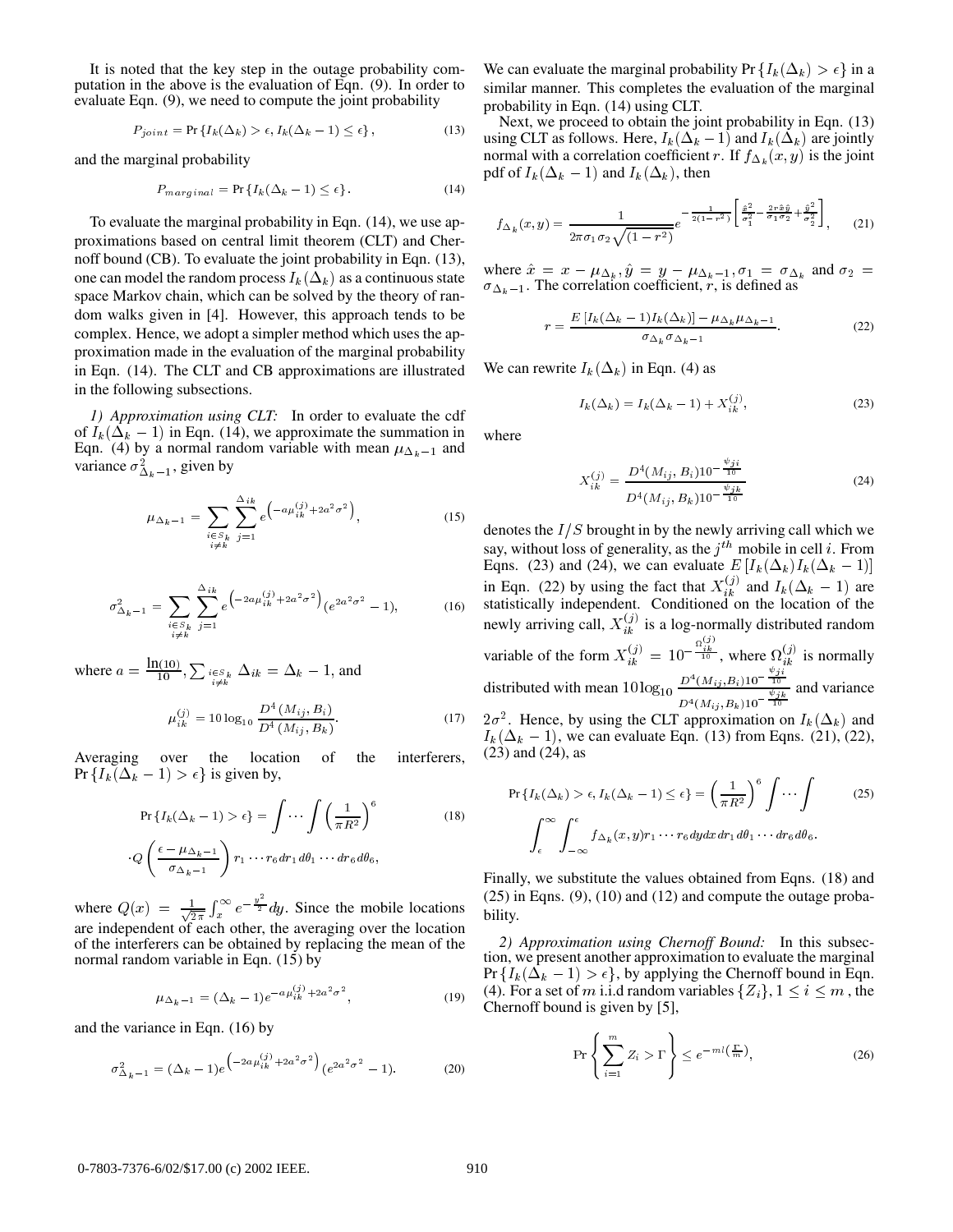It is noted that the key step in the outage probability computation in the above is the evaluation of Eqn. (9). In order to evaluate Eqn. (9), we need to compute the joint probability

$$P_{joint} = \Pr\{I_k(\Delta_k) > \epsilon, I_k(\Delta_k - 1) \leq \epsilon\}, \tag{13}$$

and the marginal probability

$$P_{marginal} = \Pr\{I_k(\Delta_k - 1) \leq \epsilon\}. \tag{14}$$

To evaluate the marginal probability in Eqn. (14), we use approximations based on central limit theorem (CLT) and Chernoff bound (CB). To evaluate the joint probability in Eqn. (13), one can model the random process $I_k(\Delta_k)$ as a continuous state space Markov chain, which can be solved by the theory of random walks given in [4]. However, this approach tends to be complex. Hence, we adopt a simpler method which uses the approximation made in the evaluation of the marginal probability in Eqn. (14). The CLT and CB approximations are illustrated in the following subsections.

*1) Approximation using CLT:* In order to evaluate the cdf of $I_k(\Delta_k - 1)$ in Eqn. (14), we approximate the summation in Eqn. (4) by a normal random variable with mean $\mu_{\Delta_k - 1}$ and variance $\sigma^2_{\Delta_k - 1}$, given by

$$\mu_{\Delta_k - 1} = \sum_{\substack{i \in S_k \\ i \neq k}} \sum_{j=1}^{\Delta_{ik}} e^{\left(-a\mu_{ik}^{(j)} + 2a^2\sigma^2\right)}, \tag{15}$$

$$\sigma^2_{\Delta_k - 1} = \sum_{\substack{i \in S_k \\ i \neq k}} \sum_{j=1}^{\Delta_{ik}} e^{\left(-2a\mu_{ik}^{(j)} + 2a^2\sigma^2\right)} (e^{2a^2\sigma^2} - 1), \tag{16}$$

where $a = \frac{\ln(10)}{10}$, $\sum_{\substack{i \in S_k \\ i \neq k}} \Delta_{ik} = \Delta_k - 1$, and

$$\mu_{ik}^{(j)} = 10\log_{10}\frac{D^4(M_{ij}, B_i)}{D^4(M_{ij}, B_k)}. \tag{17}$$

Averaging over the location of the interferers, $\Pr\{I_k(\Delta_k - 1) > \epsilon\}$ is given by,

$$\Pr\{I_k(\Delta_k - 1) > \epsilon\} = \int \cdots \int \left(\frac{1}{\pi R^2}\right)^6 \cdot Q\left(\frac{\epsilon - \mu_{\Delta_k - 1}}{\sigma_{\Delta_k - 1}}\right) r_1 \cdots r_6 dr_1 d\theta_1 \cdots dr_6 d\theta_6, \tag{18}$$

where $Q(x) = \frac{1}{\sqrt{2\pi}}\int_x^\infty e^{-\frac{y^2}{2}}dy$. Since the mobile locations are independent of each other, the averaging over the location of the interferers can be obtained by replacing the mean of the normal random variable in Eqn. (15) by

$$\mu_{\Delta_k - 1} = (\Delta_k - 1)e^{-a\mu_{ik}^{(j)} + 2a^2\sigma^2}, \tag{19}$$

and the variance in Eqn. (16) by

$$\sigma^2_{\Delta_k - 1} = (\Delta_k - 1)e^{\left(-2a\mu_{ik}^{(j)} + 2a^2\sigma^2\right)}(e^{2a^2\sigma^2} - 1). \tag{20}$$

We can evaluate the marginal probability $\Pr\{I_k(\Delta_k) > \epsilon\}$ in a similar manner. This completes the evaluation of the marginal probability in Eqn. (14) using CLT.

Next, we proceed to obtain the joint probability in Eqn. (13) using CLT as follows. Here, $I_k(\Delta_k - 1)$ and $I_k(\Delta_k)$ are jointly normal with a correlation coefficient $r$. If $f_{\Delta_k}(x, y)$ is the joint pdf of $I_k(\Delta_k - 1)$ and $I_k(\Delta_k)$, then

$$f_{\Delta_k}(x, y) = \frac{1}{2\pi\sigma_1\sigma_2\sqrt{(1 - r^2)}} e^{-\frac{1}{2(1-r^2)}\left[\frac{\hat{x}^2}{\sigma_1^2} - \frac{2r\hat{x}\hat{y}}{\sigma_1\sigma_2} + \frac{\hat{y}^2}{\sigma_2^2}\right]}, \tag{21}$$

where $\hat{x} = x - \mu_{\Delta_k}, \hat{y} = y - \mu_{\Delta_k - 1}, \sigma_1 = \sigma_{\Delta_k}$ and $\sigma_2 = \sigma_{\Delta_k - 1}$. The correlation coefficient, $r$, is defined as

$$r = \frac{E\left[I_k(\Delta_k - 1)I_k(\Delta_k)\right] - \mu_{\Delta_k}\mu_{\Delta_k - 1}}{\sigma_{\Delta_k}\sigma_{\Delta_k - 1}}. \tag{22}$$

We can rewrite $I_k(\Delta_k)$ in Eqn. (4) as

$$I_k(\Delta_k) = I_k(\Delta_k - 1) + X_{ik}^{(j)}, \tag{23}$$

where

$$X_{ik}^{(j)} = \frac{D^4(M_{ij}, B_i)10^{-\frac{\psi_{ji}}{10}}}{D^4(M_{ij}, B_k)10^{-\frac{\psi_{jk}}{10}}} \tag{24}$$

denotes the $I/S$ brought in by the newly arriving call which we say, without loss of generality, as the $j^{th}$ mobile in cell $i$. From Eqns. (23) and (24), we can evaluate $E\left[I_k(\Delta_k)I_k(\Delta_k - 1)\right]$ in Eqn. (22) by using the fact that $X_{ik}^{(j)}$ and $I_k(\Delta_k - 1)$ are statistically independent. Conditioned on the location of the newly arriving call, $X_{ik}^{(j)}$ is a log-normally distributed random variable of the form $X_{ik}^{(j)} = 10^{-\frac{\Omega_{ik}^{(j)}}{10}}$, where $\Omega_{ik}^{(j)}$ is normally distributed with mean $10\log_{10}\frac{D^4(M_{ij}, B_i)10^{-\frac{\psi_{ji}}{10}}}{D^4(M_{ij}, B_k)10^{-\frac{\psi_{jk}}{10}}}$ and variance $2\sigma^2$. Hence, by using the CLT approximation on $I_k(\Delta_k)$ and $I_k(\Delta_k - 1)$, we can evaluate Eqn. (13) from Eqns. (21), (22), (23) and (24), as

$$\Pr\{I_k(\Delta_k) > \epsilon, I_k(\Delta_k - 1) \leq \epsilon\} = \left(\frac{1}{\pi R^2}\right)^6 \int \cdots \int \int_\epsilon^\infty \int_{-\infty}^\epsilon f_{\Delta_k}(x, y) r_1 \cdots r_6 dy dx dr_1 d\theta_1 \cdots dr_6 d\theta_6. \tag{25}$$

Finally, we substitute the values obtained from Eqns. (18) and (25) in Eqns. (9), (10) and (12) and compute the outage probability.

*2) Approximation using Chernoff Bound:* In this subsection, we present another approximation to evaluate the marginal $\Pr\{I_k(\Delta_k - 1) > \epsilon\}$, by applying the Chernoff bound in Eqn. (4). For a set of $m$ i.i.d random variables $\{Z_i\}, 1 \leq i \leq m$, the Chernoff bound is given by [5],

$$\Pr\left\{\sum_{i=1}^m Z_i > \Gamma\right\} \leq e^{-ml\left(\frac{\Gamma}{m}\right)}, \tag{26}$$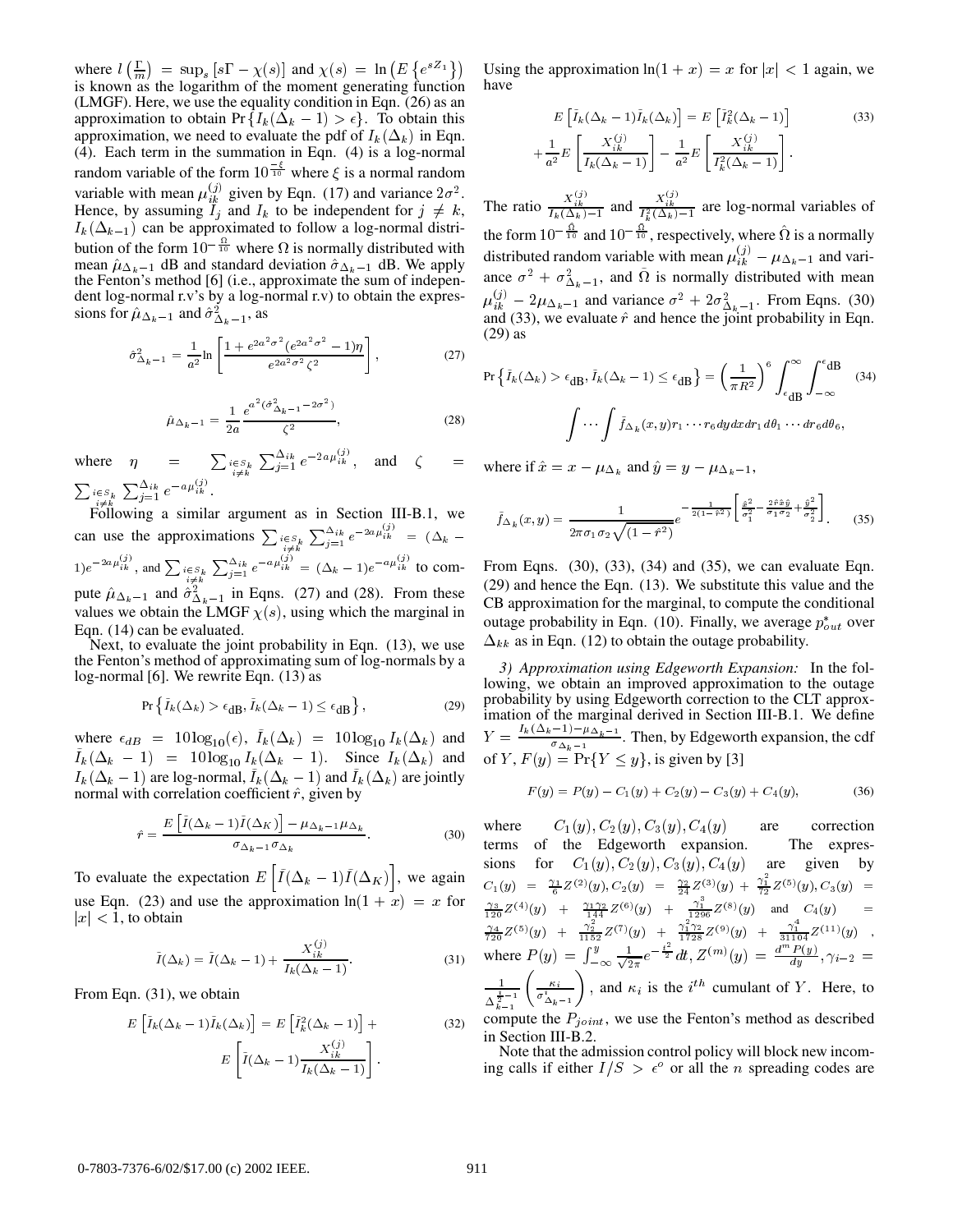where $l\left(\frac{\Gamma}{m}\right) = \sup_s [s\Gamma - \chi(s)]$ and $\chi(s) = \ln\left(E\left\{e^{sZ_1}\right\}\right)$ is known as the logarithm of the moment generating function (LMGF). Here, we use the equality condition in Eqn. (26) as an approximation to obtain $\Pr\{I_k(\Delta_k - 1) > \epsilon\}$. To obtain this approximation, we need to evaluate the pdf of $I_k(\Delta_k)$ in Eqn. (4). Each term in the summation in Eqn. (4) is a log-normal random variable of the form $10^{\frac{-\xi}{10}}$ where $\xi$ is a normal random variable with mean $\mu_{ik}^{(j)}$ given by Eqn. (17) and variance $2\sigma^2$. Hence, by assuming $I_j$ and $I_k$ to be independent for $j \neq k$, $I_k(\Delta_{k-1})$ can be approximated to follow a log-normal distribution of the form $10^{-\frac{\Omega}{10}}$ where $\Omega$ is normally distributed with mean $\hat{\mu}_{\Delta_k - 1}$ dB and standard deviation $\hat{\sigma}_{\Delta_k - 1}$ dB. We apply the Fenton's method [6] (i.e., approximate the sum of independent log-normal r.v's by a log-normal r.v) to obtain the expressions for $\hat{\mu}_{\Delta_k - 1}$ and $\hat{\sigma}^2_{\Delta_k - 1}$, as

$$\hat{\sigma}^2_{\Delta_k - 1} = \frac{1}{a^2}\ln\left[\frac{1 + e^{2a^2\sigma^2}(e^{2a^2\sigma^2} - 1)\eta}{e^{2a^2\sigma^2}\zeta^2}\right], \tag{27}$$

$$\hat{\mu}_{\Delta_k - 1} = \frac{1}{2a}\frac{e^{a^2(\hat{\sigma}^2_{\Delta_k - 1} - 2\sigma^2)}}{\zeta^2}, \tag{28}$$

where $\eta = \sum_{\substack{i \in S_k \\ i \neq k}} \sum_{j=1}^{\Delta_{ik}} e^{-2a\mu_{ik}^{(j)}}$, and $\zeta = \sum_{\substack{i \in S_k \\ i \neq k}} \sum_{j=1}^{\Delta_{ik}} e^{-a\mu_{ik}^{(j)}}$.

Following a similar argument as in Section III-B.1, we can use the approximations $\sum_{\substack{i \in S_k \\ i \neq k}} \sum_{j=1}^{\Delta_{ik}} e^{-2a\mu_{ik}^{(j)}} = (\Delta_k - 1)e^{-2a\mu_{ik}^{(j)}}$, and $\sum_{\substack{i \in S_k \\ i \neq k}} \sum_{j=1}^{\Delta_{ik}} e^{-a\mu_{ik}^{(j)}} = (\Delta_k - 1)e^{-a\mu_{ik}^{(j)}}$ to compute $\hat{\mu}_{\Delta_k - 1}$ and $\hat{\sigma}^2_{\Delta_k - 1}$ in Eqns. (27) and (28). From these values we obtain the LMGF $\chi(s)$, using which the marginal in Eqn. (14) can be evaluated.

Next, to evaluate the joint probability in Eqn. (13), we use the Fenton's method of approximating sum of log-normals by a log-normal [6]. We rewrite Eqn. (13) as

$$\Pr\left\{\bar{I}_k(\Delta_k) > \epsilon_{\text{dB}}, \bar{I}_k(\Delta_k - 1) \leq \epsilon_{\text{dB}}\right\}, \tag{29}$$

where $\epsilon_{dB} = 10\log_{10}(\epsilon)$, $\bar{I}_k(\Delta_k) = 10\log_{10} I_k(\Delta_k)$ and $\bar{I}_k(\Delta_k - 1) = 10\log_{10} I_k(\Delta_k - 1)$. Since $I_k(\Delta_k)$ and $I_k(\Delta_k - 1)$ are log-normal, $\bar{I}_k(\Delta_k - 1)$ and $\bar{I}_k(\Delta_k)$ are jointly normal with correlation coefficient $\hat{r}$, given by

$$\hat{r} = \frac{E\left[\bar{I}(\Delta_k - 1)\bar{I}(\Delta_K)\right] - \mu_{\Delta_k - 1}\mu_{\Delta_k}}{\sigma_{\Delta_k - 1}\sigma_{\Delta_k}}. \tag{30}$$

To evaluate the expectation $E\left[\bar{I}(\Delta_k - 1)\bar{I}(\Delta_K)\right]$, we again use Eqn. (23) and use the approximation $\ln(1 + x) = x$ for $|x| < 1$, to obtain

$$\bar{I}(\Delta_k) = \bar{I}(\Delta_k - 1) + \frac{X_{ik}^{(j)}}{I_k(\Delta_k - 1)}. \tag{31}$$

From Eqn. (31), we obtain

$$E\left[\bar{I}_k(\Delta_k - 1)\bar{I}_k(\Delta_k)\right] = E\left[\bar{I}_k^2(\Delta_k - 1)\right] + E\left[\bar{I}(\Delta_k - 1)\frac{X_{ik}^{(j)}}{I_k(\Delta_k - 1)}\right]. \tag{32}$$

Using the approximation $\ln(1 + x) = x$ for $|x| < 1$ again, we have

$$E\left[\bar{I}_k(\Delta_k - 1)\bar{I}_k(\Delta_k)\right] = E\left[\bar{I}_k^2(\Delta_k - 1)\right] + \frac{1}{a^2}E\left[\frac{X_{ik}^{(j)}}{I_k(\Delta_k - 1)}\right] - \frac{1}{a^2}E\left[\frac{X_{ik}^{(j)}}{I_k^2(\Delta_k - 1)}\right]. \tag{33}$$

The ratio $\frac{X_{ik}^{(j)}}{I_k(\Delta_k) - 1}$ and $\frac{X_{ik}^{(j)}}{I_k^2(\Delta_k) - 1}$ are log-normal variables of the form $10^{-\frac{\hat{\Omega}}{10}}$ and $10^{-\frac{\bar{\Omega}}{10}}$, respectively, where $\hat{\Omega}$ is a normally distributed random variable with mean $\mu_{ik}^{(j)} - \mu_{\Delta_k - 1}$ and variance $\sigma^2 + \sigma^2_{\Delta_k - 1}$, and $\bar{\Omega}$ is normally distributed with mean $\mu_{ik}^{(j)} - 2\mu_{\Delta_k - 1}$ and variance $\sigma^2 + 2\sigma^2_{\Delta_k - 1}$. From Eqns. (30) and (33), we evaluate $\hat{r}$ and hence the joint probability in Eqn. (29) as

$$\Pr\left\{\bar{I}_k(\Delta_k) > \epsilon_{\text{dB}}, \bar{I}_k(\Delta_k - 1) \leq \epsilon_{\text{dB}}\right\} = \left(\frac{1}{\pi R^2}\right)^6 \int_{\epsilon_{\text{dB}}}^{\infty}\int_{-\infty}^{\epsilon_{\text{dB}}} \int \cdots \int \bar{f}_{\Delta_k}(x, y) r_1 \cdots r_6 \, dy\, dx\, dr_1\, d\theta_1 \cdots dr_6\, d\theta_6, \tag{34}$$

where if $\hat{x} = x - \mu_{\Delta_k}$ and $\hat{y} = y - \mu_{\Delta_k - 1}$,

$$\bar{f}_{\Delta_k}(x, y) = \frac{1}{2\pi\sigma_1\sigma_2\sqrt{(1 - \hat{r}^2)}} e^{-\frac{1}{2(1 - \hat{r}^2)}\left[\frac{\hat{x}^2}{\sigma_1^2} - \frac{2\hat{r}\hat{x}\hat{y}}{\sigma_1\sigma_2} + \frac{\hat{y}^2}{\sigma_2^2}\right]}. \tag{35}$$

From Eqns. (30), (33), (34) and (35), we can evaluate Eqn. (29) and hence the Eqn. (13). We substitute this value and the CB approximation for the marginal, to compute the conditional outage probability in Eqn. (10). Finally, we average $p^*_{out}$ over $\Delta_{kk}$ as in Eqn. (12) to obtain the outage probability.

*3) Approximation using Edgeworth Expansion:* In the following, we obtain an improved approximation to the outage probability by using Edgeworth correction to the CLT approximation of the marginal derived in Section III-B.1. We define $Y = \frac{I_k(\Delta_k - 1) - \mu_{\Delta_k - 1}}{\sigma_{\Delta_k - 1}}$. Then, by Edgeworth expansion, the cdf of $Y$, $F(y) = \Pr\{Y \leq y\}$, is given by [3]

$$F(y) = P(y) - C_1(y) + C_2(y) - C_3(y) + C_4(y), \tag{36}$$

where $C_1(y), C_2(y), C_3(y), C_4(y)$ are correction terms of the Edgeworth expansion. The expressions for $C_1(y), C_2(y), C_3(y), C_4(y)$ are given by $C_1(y) = \frac{\gamma_1}{6}Z^{(2)}(y), C_2(y) = \frac{\gamma_2}{24}Z^{(3)}(y) + \frac{\gamma_1^2}{72}Z^{(5)}(y), C_3(y) = \frac{\gamma_3}{120}Z^{(4)}(y) + \frac{\gamma_1\gamma_2}{144}Z^{(6)}(y) + \frac{\gamma_1^3}{1296}Z^{(8)}(y)$ and $C_4(y) = \frac{\gamma_4}{720}Z^{(5)}(y) + \frac{\gamma_2^2}{1152}Z^{(7)}(y) + \frac{\gamma_1^2\gamma_2}{1728}Z^{(9)}(y) + \frac{\gamma_1^4}{31104}Z^{(11)}(y)$, where $P(y) = \int_{-\infty}^{y}\frac{1}{\sqrt{2\pi}}e^{-\frac{t^2}{2}}dt, Z^{(m)}(y) = \frac{d^m P(y)}{dy}, \gamma_{i-2} = \frac{1}{\Delta_{k-1}^{\frac{i}{2}-1}}\left(\frac{\kappa_i}{\sigma^i_{\Delta_k - 1}}\right)$, and $\kappa_i$ is the $i^{th}$ cumulant of $Y$. Here, to compute the $P_{joint}$, we use the Fenton's method as described in Section III-B.2.

Note that the admission control policy will block new incoming calls if either $I/S > \epsilon^o$ or all the $n$ spreading codes are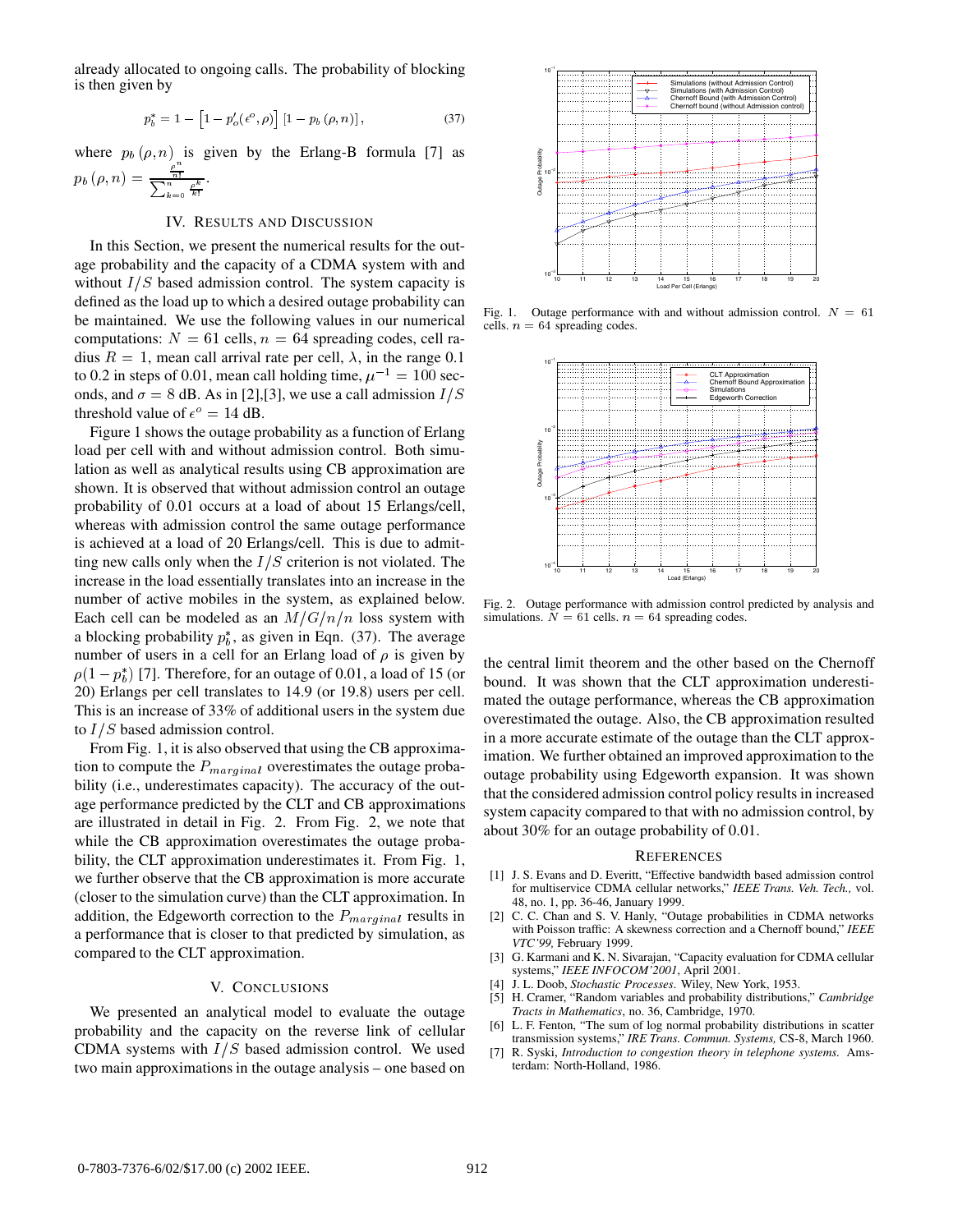already allocated to ongoing calls. The probability of blocking is then given by

$$p_b^* = 1 - \left[1 - p_o'(\epsilon^o, \rho)\right]\left[1 - p_b(\rho, n)\right], \tag{37}$$

where $p_b(\rho, n)$ is given by the Erlang-B formula [7] as $p_b(\rho, n) = \frac{\frac{\rho^n}{n!}}{\sum_{k=0}^{n} \frac{\rho^k}{k!}}$.

## IV. Results and Discussion

In this Section, we present the numerical results for the outage probability and the capacity of a CDMA system with and without $I/S$ based admission control. The system capacity is defined as the load up to which a desired outage probability can be maintained. We use the following values in our numerical computations: $N = 61$ cells, $n = 64$ spreading codes, cell radius $R = 1$, mean call arrival rate per cell, $\lambda$, in the range 0.1 to 0.2 in steps of 0.01, mean call holding time, $\mu^{-1} = 100$ seconds, and $\sigma = 8$ dB. As in [2],[3], we use a call admission $I/S$ threshold value of $\epsilon^o = 14$ dB.

Figure 1 shows the outage probability as a function of Erlang load per cell with and without admission control. Both simulation as well as analytical results using CB approximation are shown. It is observed that without admission control an outage probability of 0.01 occurs at a load of about 15 Erlangs/cell, whereas with admission control the same outage performance is achieved at a load of 20 Erlangs/cell. This is due to admitting new calls only when the $I/S$ criterion is not violated. The increase in the load essentially translates into an increase in the number of active mobiles in the system, as explained below. Each cell can be modeled as an $M/G/n/n$ loss system with a blocking probability $p_b^*$, as given in Eqn. (37). The average number of users in a cell for an Erlang load of $\rho$ is given by $\rho(1 - p_b^*)$ [7]. Therefore, for an outage of 0.01, a load of 15 (or 20) Erlangs per cell translates to 14.9 (or 19.8) users per cell. This is an increase of 33% of additional users in the system due to $I/S$ based admission control.

From Fig. 1, it is also observed that using the CB approximation to compute the $P_{marginal}$ overestimates the outage probability (i.e., underestimates capacity). The accuracy of the outage performance predicted by the CLT and CB approximations are illustrated in detail in Fig. 2. From Fig. 2, we note that while the CB approximation overestimates the outage probability, the CLT approximation underestimates it. From Fig. 1, we further observe that the CB approximation is more accurate (closer to the simulation curve) than the CLT approximation. In addition, the Edgeworth correction to the $P_{marginal}$ results in a performance that is closer to that predicted by simulation, as compared to the CLT approximation.

$10^{-1}$
Simulations (without Admission Control)
Simulations (with Admission Control)
Chernoff Bound (with Admission Control)
Chernoff bound (without Admission control)
Outage Probability
$10^{-2}$
$10^{-3}$
10 11 12 13 14 15 16 17 18 19 20
Load Per Cell (Erlangs)

Fig. 1. Outage performance with and without admission control. $N = 61$ cells. $n = 64$ spreading codes.

$10^{-1}$
CLT Approximation
Chernoff Bound Approximation
Simulations
Edgeworth Correction
Outage Probability
$10^{-2}$
$10^{-3}$
$10^{-4}$
10 11 12 13 14 15 16 17 18 19 20
Load (Erlangs)

Fig. 2. Outage performance with admission control predicted by analysis and simulations. $N = 61$ cells. $n = 64$ spreading codes.

## V. Conclusions

We presented an analytical model to evaluate the outage probability and the capacity on the reverse link of cellular CDMA systems with $I/S$ based admission control. We used two main approximations in the outage analysis – one based on the central limit theorem and the other based on the Chernoff bound. It was shown that the CLT approximation underestimated the outage performance, whereas the CB approximation overestimated the outage. Also, the CB approximation resulted in a more accurate estimate of the outage than the CLT approximation. We further obtained an improved approximation to the outage probability using Edgeworth expansion. It was shown that the considered admission control policy results in increased system capacity compared to that with no admission control, by about 30% for an outage probability of 0.01.

## References

[1] J. S. Evans and D. Everitt, "Effective bandwidth based admission control for multiservice CDMA cellular networks," *IEEE Trans. Veh. Tech.*, vol. 48, no. 1, pp. 36-46, January 1999.

[2] C. C. Chan and S. V. Hanly, "Outage probabilities in CDMA networks with Poisson traffic: A skewness correction and a Chernoff bound," *IEEE VTC'99*, February 1999.

[3] G. Karmani and K. N. Sivarajan, "Capacity evaluation for CDMA cellular systems," *IEEE INFOCOM'2001*, April 2001.

[4] J. L. Doob, *Stochastic Processes*. Wiley, New York, 1953.

[5] H. Cramer, "Random variables and probability distributions," *Cambridge Tracts in Mathematics*, no. 36, Cambridge, 1970.

[6] L. F. Fenton, "The sum of log normal probability distributions in scatter transmission systems," *IRE Trans. Commun. Systems*, CS-8, March 1960.

[7] R. Syski, *Introduction to congestion theory in telephone systems.* Amsterdam: North-Holland, 1986.